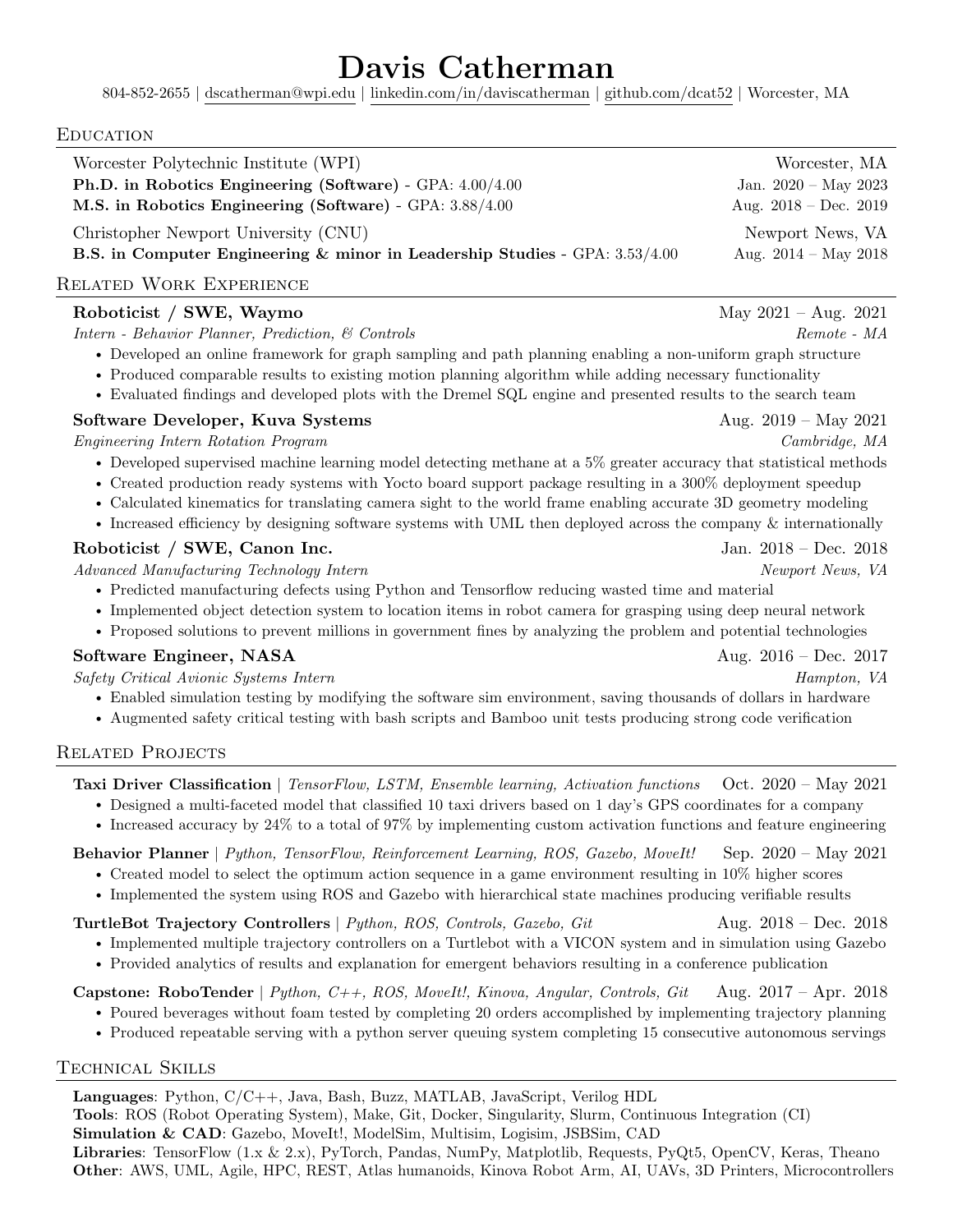# Davis Catherman

804-852-2655 | dscatherman@wpi.edu | linkedin.com/in/daviscatherman | github.com/dcat52 | Worcester, MA

## Education

Worcester Polytechnic Institute (WPI) — Worcester, MA
**Ph.D. in Robotics Engineering (Software)** - GPA: 4.00/4.00 — Jan. 2020 – May 2023
**M.S. in Robotics Engineering (Software)** - GPA: 3.88/4.00 — Aug. 2018 – Dec. 2019

Christopher Newport University (CNU) — Newport News, VA
**B.S. in Computer Engineering & minor in Leadership Studies** - GPA: 3.53/4.00 — Aug. 2014 – May 2018

## Related Work Experience

**Roboticist / SWE, Waymo** — May 2021 – Aug. 2021
*Intern - Behavior Planner, Prediction, & Controls* — *Remote - MA*

- Developed an online framework for graph sampling and path planning enabling a non-uniform graph structure
- Produced comparable results to existing motion planning algorithm while adding necessary functionality
- Evaluated findings and developed plots with the Dremel SQL engine and presented results to the search team

**Software Developer, Kuva Systems** — Aug. 2019 – May 2021
*Engineering Intern Rotation Program* — *Cambridge, MA*

- Developed supervised machine learning model detecting methane at a 5% greater accuracy that statistical methods
- Created production ready systems with Yocto board support package resulting in a 300% deployment speedup
- Calculated kinematics for translating camera sight to the world frame enabling accurate 3D geometry modeling
- Increased efficiency by designing software systems with UML then deployed across the company & internationally

**Roboticist / SWE, Canon Inc.** — Jan. 2018 – Dec. 2018
*Advanced Manufacturing Technology Intern* — *Newport News, VA*

- Predicted manufacturing defects using Python and Tensorflow reducing wasted time and material
- Implemented object detection system to location items in robot camera for grasping using deep neural network
- Proposed solutions to prevent millions in government fines by analyzing the problem and potential technologies

**Software Engineer, NASA** — Aug. 2016 – Dec. 2017
*Safety Critical Avionic Systems Intern* — *Hampton, VA*

- Enabled simulation testing by modifying the software sim environment, saving thousands of dollars in hardware
- Augmented safety critical testing with bash scripts and Bamboo unit tests producing strong code verification

## Related Projects

**Taxi Driver Classification** | *TensorFlow, LSTM, Ensemble learning, Activation functions* — Oct. 2020 – May 2021

- Designed a multi-faceted model that classified 10 taxi drivers based on 1 day's GPS coordinates for a company
- Increased accuracy by 24% to a total of 97% by implementing custom activation functions and feature engineering

**Behavior Planner** | *Python, TensorFlow, Reinforcement Learning, ROS, Gazebo, MoveIt!* — Sep. 2020 – May 2021

- Created model to select the optimum action sequence in a game environment resulting in 10% higher scores
- Implemented the system using ROS and Gazebo with hierarchical state machines producing verifiable results

**TurtleBot Trajectory Controllers** | *Python, ROS, Controls, Gazebo, Git* — Aug. 2018 – Dec. 2018

- Implemented multiple trajectory controllers on a Turtlebot with a VICON system and in simulation using Gazebo
- Provided analytics of results and explanation for emergent behaviors resulting in a conference publication

**Capstone: RoboTender** | *Python, C++, ROS, MoveIt!, Kinova, Angular, Controls, Git* — Aug. 2017 – Apr. 2018

- Poured beverages without foam tested by completing 20 orders accomplished by implementing trajectory planning
- Produced repeatable serving with a python server queuing system completing 15 consecutive autonomous servings

## Technical Skills

**Languages**: Python, C/C++, Java, Bash, Buzz, MATLAB, JavaScript, Verilog HDL
**Tools**: ROS (Robot Operating System), Make, Git, Docker, Singularity, Slurm, Continuous Integration (CI)
**Simulation & CAD**: Gazebo, MoveIt!, ModelSim, Multisim, Logisim, JSBSim, CAD
**Libraries**: TensorFlow (1.x & 2.x), PyTorch, Pandas, NumPy, Matplotlib, Requests, PyQt5, OpenCV, Keras, Theano
**Other**: AWS, UML, Agile, HPC, REST, Atlas humanoids, Kinova Robot Arm, AI, UAVs, 3D Printers, Microcontrollers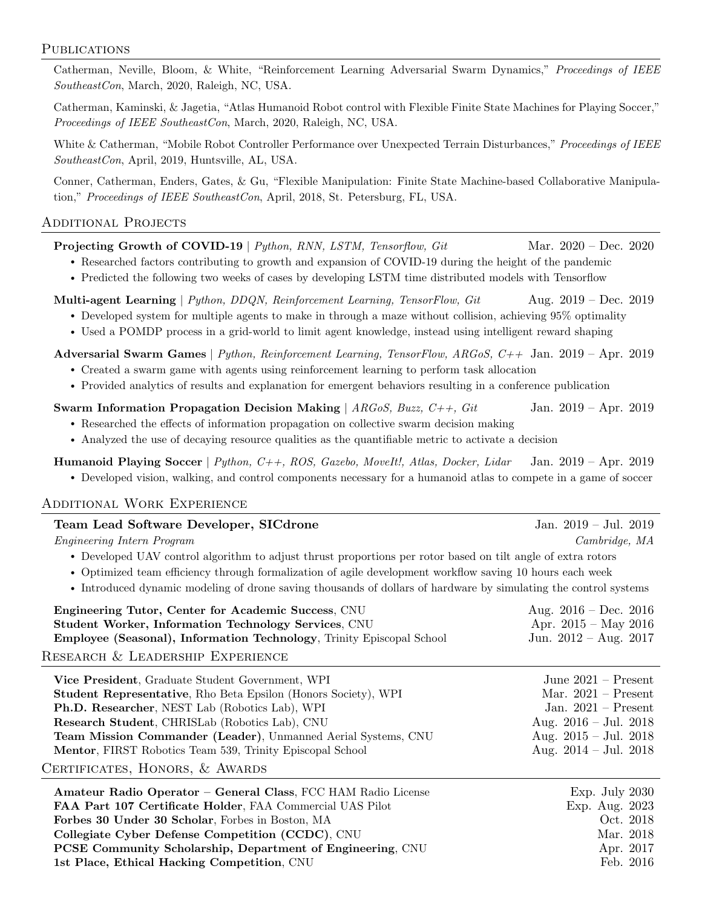## Publications

Catherman, Neville, Bloom, & White, "Reinforcement Learning Adversarial Swarm Dynamics," *Proceedings of IEEE SoutheastCon*, March, 2020, Raleigh, NC, USA.

Catherman, Kaminski, & Jagetia, "Atlas Humanoid Robot control with Flexible Finite State Machines for Playing Soccer," *Proceedings of IEEE SoutheastCon*, March, 2020, Raleigh, NC, USA.

White & Catherman, "Mobile Robot Controller Performance over Unexpected Terrain Disturbances," *Proceedings of IEEE SoutheastCon*, April, 2019, Huntsville, AL, USA.

Conner, Catherman, Enders, Gates, & Gu, "Flexible Manipulation: Finite State Machine-based Collaborative Manipulation," *Proceedings of IEEE SoutheastCon*, April, 2018, St. Petersburg, FL, USA.

## Additional Projects

**Projecting Growth of COVID-19** | *Python, RNN, LSTM, Tensorflow, Git* — Mar. 2020 – Dec. 2020

- Researched factors contributing to growth and expansion of COVID-19 during the height of the pandemic
- Predicted the following two weeks of cases by developing LSTM time distributed models with Tensorflow

**Multi-agent Learning** | *Python, DDQN, Reinforcement Learning, TensorFlow, Git* — Aug. 2019 – Dec. 2019

- Developed system for multiple agents to make in through a maze without collision, achieving 95% optimality
- Used a POMDP process in a grid-world to limit agent knowledge, instead using intelligent reward shaping

**Adversarial Swarm Games** | *Python, Reinforcement Learning, TensorFlow, ARGoS, C++* — Jan. 2019 – Apr. 2019

- Created a swarm game with agents using reinforcement learning to perform task allocation
- Provided analytics of results and explanation for emergent behaviors resulting in a conference publication

**Swarm Information Propagation Decision Making** | *ARGoS, Buzz, C++, Git* — Jan. 2019 – Apr. 2019

- Researched the effects of information propagation on collective swarm decision making
- Analyzed the use of decaying resource qualities as the quantifiable metric to activate a decision

**Humanoid Playing Soccer** | *Python, C++, ROS, Gazebo, MoveIt!, Atlas, Docker, Lidar* — Jan. 2019 – Apr. 2019

- Developed vision, walking, and control components necessary for a humanoid atlas to compete in a game of soccer

## Additional Work Experience

**Team Lead Software Developer, SICdrone** — Jan. 2019 – Jul. 2019
*Engineering Intern Program* — *Cambridge, MA*

- Developed UAV control algorithm to adjust thrust proportions per rotor based on tilt angle of extra rotors
- Optimized team efficiency through formalization of agile development workflow saving 10 hours each week
- Introduced dynamic modeling of drone saving thousands of dollars of hardware by simulating the control systems

**Engineering Tutor, Center for Academic Success**, CNU — Aug. 2016 – Dec. 2016
**Student Worker, Information Technology Services**, CNU — Apr. 2015 – May 2016
**Employee (Seasonal), Information Technology**, Trinity Episcopal School — Jun. 2012 – Aug. 2017

## Research & Leadership Experience

**Vice President**, Graduate Student Government, WPI — June 2021 – Present
**Student Representative**, Rho Beta Epsilon (Honors Society), WPI — Mar. 2021 – Present
**Ph.D. Researcher**, NEST Lab (Robotics Lab), WPI — Jan. 2021 – Present
**Research Student**, CHRISLab (Robotics Lab), CNU — Aug. 2016 – Jul. 2018
**Team Mission Commander (Leader)**, Unmanned Aerial Systems, CNU — Aug. 2015 – Jul. 2018
**Mentor**, FIRST Robotics Team 539, Trinity Episcopal School — Aug. 2014 – Jul. 2018

## Certificates, Honors, & Awards

**Amateur Radio Operator – General Class**, FCC HAM Radio License — Exp. July 2030
**FAA Part 107 Certificate Holder**, FAA Commercial UAS Pilot — Exp. Aug. 2023
**Forbes 30 Under 30 Scholar**, Forbes in Boston, MA — Oct. 2018
**Collegiate Cyber Defense Competition (CCDC)**, CNU — Mar. 2018
**PCSE Community Scholarship, Department of Engineering**, CNU — Apr. 2017
**1st Place, Ethical Hacking Competition**, CNU — Feb. 2016